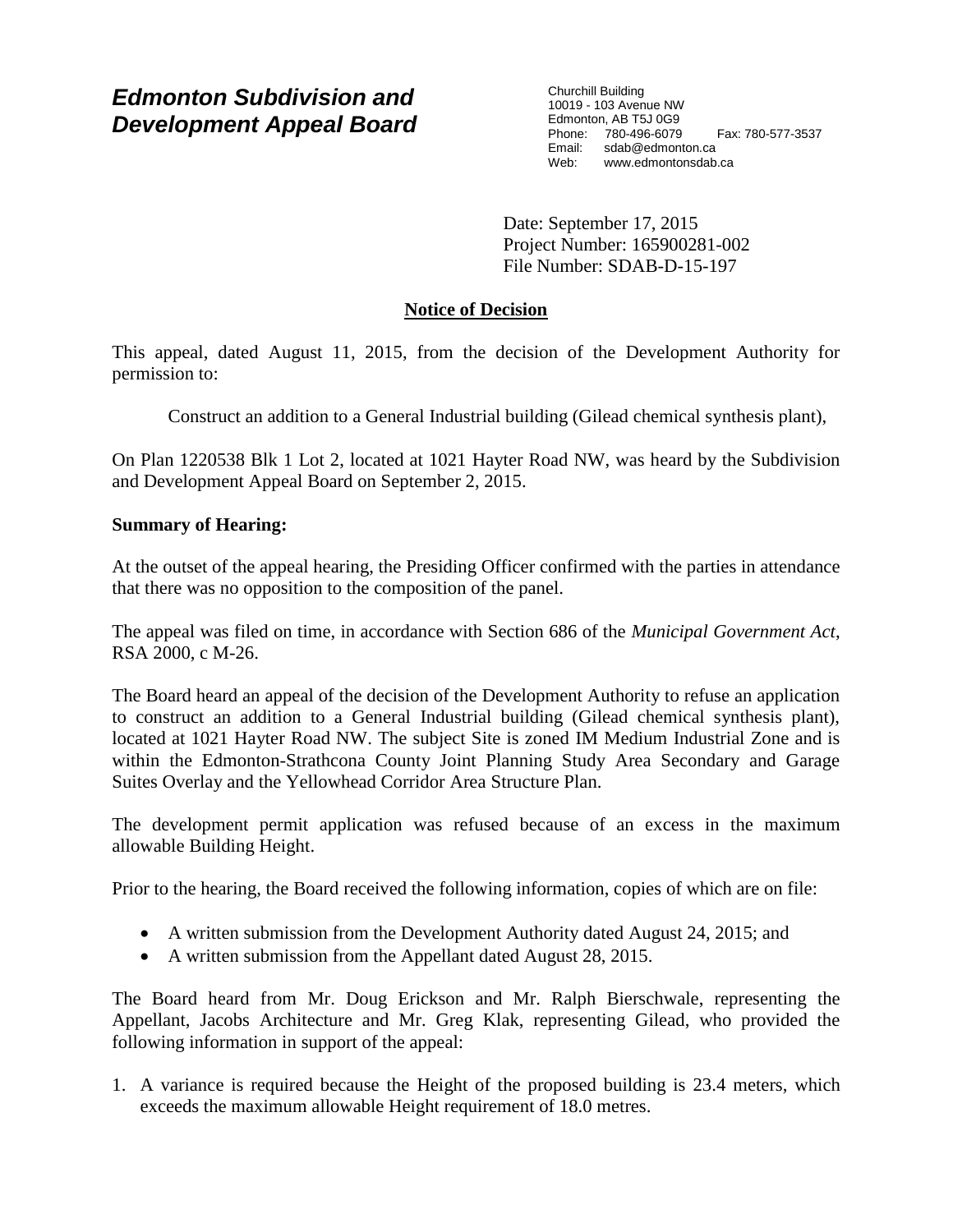# *Edmonton Subdivision and Development Appeal Board*

Churchill Building
10019 - 103 Avenue NW
Edmonton, AB T5J 0G9
Phone: 780-496-6079 Fax: 780-577-3537
Email: sdab@edmonton.ca
Web: www.edmontonsdab.ca

Date: September 17, 2015
Project Number: 165900281-002
File Number: SDAB-D-15-197

## Notice of Decision

This appeal, dated August 11, 2015, from the decision of the Development Authority for permission to:

Construct an addition to a General Industrial building (Gilead chemical synthesis plant),

On Plan 1220538 Blk 1 Lot 2, located at 1021 Hayter Road NW, was heard by the Subdivision and Development Appeal Board on September 2, 2015.

**Summary of Hearing:**

At the outset of the appeal hearing, the Presiding Officer confirmed with the parties in attendance that there was no opposition to the composition of the panel.

The appeal was filed on time, in accordance with Section 686 of the *Municipal Government Act*, RSA 2000, c M-26.

The Board heard an appeal of the decision of the Development Authority to refuse an application to construct an addition to a General Industrial building (Gilead chemical synthesis plant), located at 1021 Hayter Road NW. The subject Site is zoned IM Medium Industrial Zone and is within the Edmonton-Strathcona County Joint Planning Study Area Secondary and Garage Suites Overlay and the Yellowhead Corridor Area Structure Plan.

The development permit application was refused because of an excess in the maximum allowable Building Height.

Prior to the hearing, the Board received the following information, copies of which are on file:

- A written submission from the Development Authority dated August 24, 2015; and
- A written submission from the Appellant dated August 28, 2015.

The Board heard from Mr. Doug Erickson and Mr. Ralph Bierschwale, representing the Appellant, Jacobs Architecture and Mr. Greg Klak, representing Gilead, who provided the following information in support of the appeal:

1. A variance is required because the Height of the proposed building is 23.4 meters, which exceeds the maximum allowable Height requirement of 18.0 metres.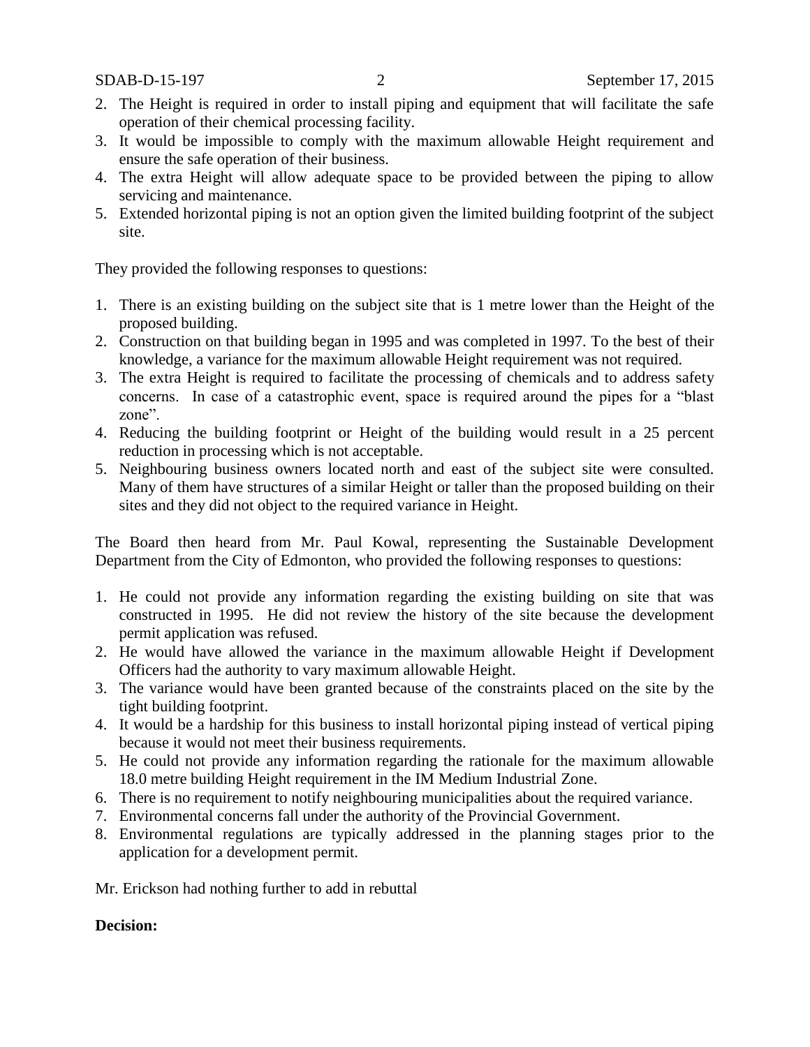2. The Height is required in order to install piping and equipment that will facilitate the safe operation of their chemical processing facility.
3. It would be impossible to comply with the maximum allowable Height requirement and ensure the safe operation of their business.
4. The extra Height will allow adequate space to be provided between the piping to allow servicing and maintenance.
5. Extended horizontal piping is not an option given the limited building footprint of the subject site.

They provided the following responses to questions:

1. There is an existing building on the subject site that is 1 metre lower than the Height of the proposed building.
2. Construction on that building began in 1995 and was completed in 1997. To the best of their knowledge, a variance for the maximum allowable Height requirement was not required.
3. The extra Height is required to facilitate the processing of chemicals and to address safety concerns. In case of a catastrophic event, space is required around the pipes for a "blast zone".
4. Reducing the building footprint or Height of the building would result in a 25 percent reduction in processing which is not acceptable.
5. Neighbouring business owners located north and east of the subject site were consulted. Many of them have structures of a similar Height or taller than the proposed building on their sites and they did not object to the required variance in Height.

The Board then heard from Mr. Paul Kowal, representing the Sustainable Development Department from the City of Edmonton, who provided the following responses to questions:

1. He could not provide any information regarding the existing building on site that was constructed in 1995. He did not review the history of the site because the development permit application was refused.
2. He would have allowed the variance in the maximum allowable Height if Development Officers had the authority to vary maximum allowable Height.
3. The variance would have been granted because of the constraints placed on the site by the tight building footprint.
4. It would be a hardship for this business to install horizontal piping instead of vertical piping because it would not meet their business requirements.
5. He could not provide any information regarding the rationale for the maximum allowable 18.0 metre building Height requirement in the IM Medium Industrial Zone.
6. There is no requirement to notify neighbouring municipalities about the required variance.
7. Environmental concerns fall under the authority of the Provincial Government.
8. Environmental regulations are typically addressed in the planning stages prior to the application for a development permit.

Mr. Erickson had nothing further to add in rebuttal

**Decision:**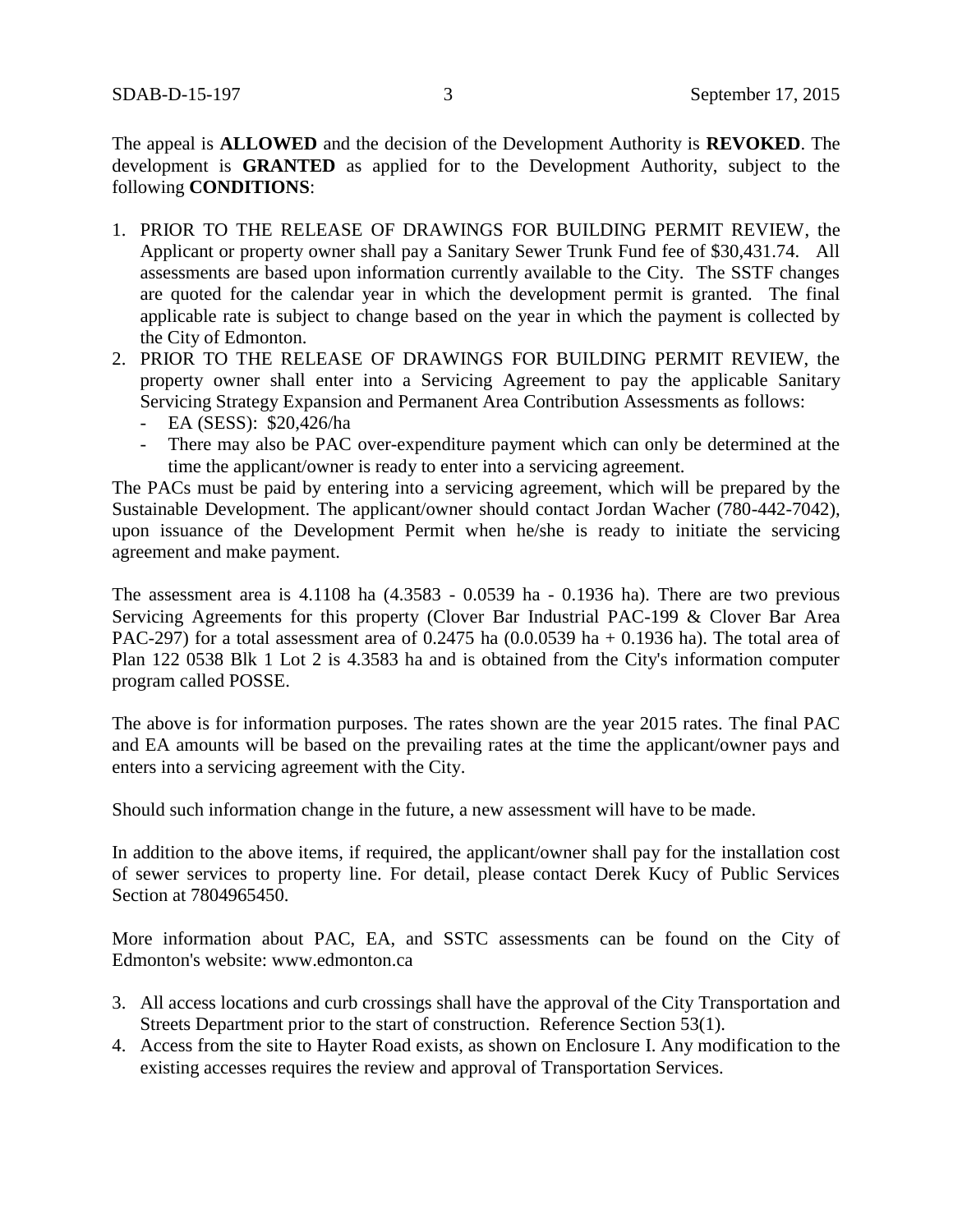The appeal is **ALLOWED** and the decision of the Development Authority is **REVOKED**. The development is **GRANTED** as applied for to the Development Authority, subject to the following **CONDITIONS**:

1. PRIOR TO THE RELEASE OF DRAWINGS FOR BUILDING PERMIT REVIEW, the Applicant or property owner shall pay a Sanitary Sewer Trunk Fund fee of $30,431.74. All assessments are based upon information currently available to the City. The SSTF changes are quoted for the calendar year in which the development permit is granted. The final applicable rate is subject to change based on the year in which the payment is collected by the City of Edmonton.
2. PRIOR TO THE RELEASE OF DRAWINGS FOR BUILDING PERMIT REVIEW, the property owner shall enter into a Servicing Agreement to pay the applicable Sanitary Servicing Strategy Expansion and Permanent Area Contribution Assessments as follows:
   - EA (SESS): $20,426/ha
   - There may also be PAC over-expenditure payment which can only be determined at the time the applicant/owner is ready to enter into a servicing agreement.

The PACs must be paid by entering into a servicing agreement, which will be prepared by the Sustainable Development. The applicant/owner should contact Jordan Wacher (780-442-7042), upon issuance of the Development Permit when he/she is ready to initiate the servicing agreement and make payment.

The assessment area is 4.1108 ha (4.3583 - 0.0539 ha - 0.1936 ha). There are two previous Servicing Agreements for this property (Clover Bar Industrial PAC-199 & Clover Bar Area PAC-297) for a total assessment area of 0.2475 ha (0.0.0539 ha + 0.1936 ha). The total area of Plan 122 0538 Blk 1 Lot 2 is 4.3583 ha and is obtained from the City's information computer program called POSSE.

The above is for information purposes. The rates shown are the year 2015 rates. The final PAC and EA amounts will be based on the prevailing rates at the time the applicant/owner pays and enters into a servicing agreement with the City.

Should such information change in the future, a new assessment will have to be made.

In addition to the above items, if required, the applicant/owner shall pay for the installation cost of sewer services to property line. For detail, please contact Derek Kucy of Public Services Section at 7804965450.

More information about PAC, EA, and SSTC assessments can be found on the City of Edmonton's website: www.edmonton.ca

3. All access locations and curb crossings shall have the approval of the City Transportation and Streets Department prior to the start of construction. Reference Section 53(1).
4. Access from the site to Hayter Road exists, as shown on Enclosure I. Any modification to the existing accesses requires the review and approval of Transportation Services.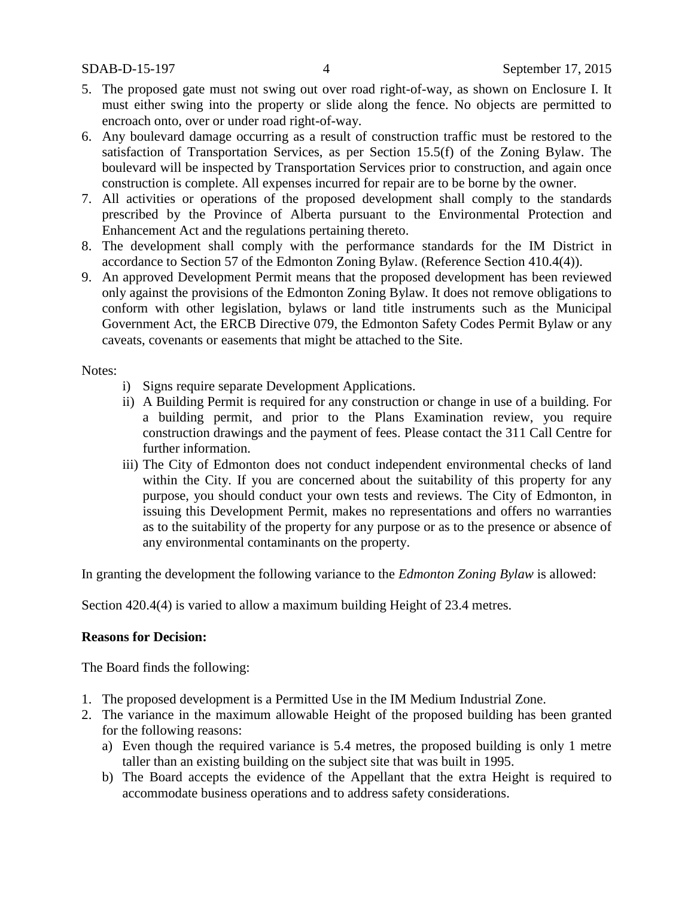5. The proposed gate must not swing out over road right-of-way, as shown on Enclosure I. It must either swing into the property or slide along the fence. No objects are permitted to encroach onto, over or under road right-of-way.
6. Any boulevard damage occurring as a result of construction traffic must be restored to the satisfaction of Transportation Services, as per Section 15.5(f) of the Zoning Bylaw. The boulevard will be inspected by Transportation Services prior to construction, and again once construction is complete. All expenses incurred for repair are to be borne by the owner.
7. All activities or operations of the proposed development shall comply to the standards prescribed by the Province of Alberta pursuant to the Environmental Protection and Enhancement Act and the regulations pertaining thereto.
8. The development shall comply with the performance standards for the IM District in accordance to Section 57 of the Edmonton Zoning Bylaw. (Reference Section 410.4(4)).
9. An approved Development Permit means that the proposed development has been reviewed only against the provisions of the Edmonton Zoning Bylaw. It does not remove obligations to conform with other legislation, bylaws or land title instruments such as the Municipal Government Act, the ERCB Directive 079, the Edmonton Safety Codes Permit Bylaw or any caveats, covenants or easements that might be attached to the Site.

Notes:

i) Signs require separate Development Applications.
ii) A Building Permit is required for any construction or change in use of a building. For a building permit, and prior to the Plans Examination review, you require construction drawings and the payment of fees. Please contact the 311 Call Centre for further information.
iii) The City of Edmonton does not conduct independent environmental checks of land within the City. If you are concerned about the suitability of this property for any purpose, you should conduct your own tests and reviews. The City of Edmonton, in issuing this Development Permit, makes no representations and offers no warranties as to the suitability of the property for any purpose or as to the presence or absence of any environmental contaminants on the property.

In granting the development the following variance to the *Edmonton Zoning Bylaw* is allowed:

Section 420.4(4) is varied to allow a maximum building Height of 23.4 metres.

**Reasons for Decision:**

The Board finds the following:

1. The proposed development is a Permitted Use in the IM Medium Industrial Zone.
2. The variance in the maximum allowable Height of the proposed building has been granted for the following reasons:
   a) Even though the required variance is 5.4 metres, the proposed building is only 1 metre taller than an existing building on the subject site that was built in 1995.
   b) The Board accepts the evidence of the Appellant that the extra Height is required to accommodate business operations and to address safety considerations.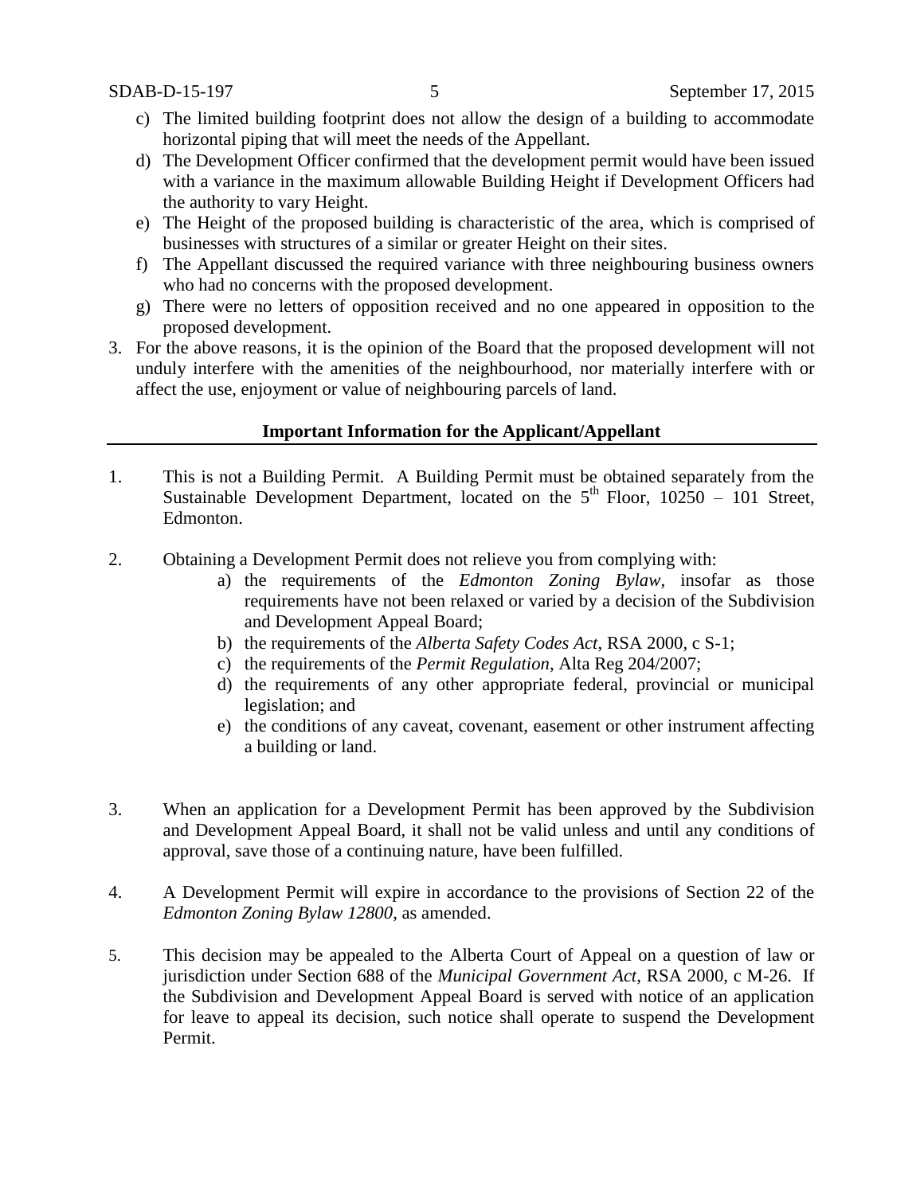c) The limited building footprint does not allow the design of a building to accommodate horizontal piping that will meet the needs of the Appellant.
d) The Development Officer confirmed that the development permit would have been issued with a variance in the maximum allowable Building Height if Development Officers had the authority to vary Height.
e) The Height of the proposed building is characteristic of the area, which is comprised of businesses with structures of a similar or greater Height on their sites.
f) The Appellant discussed the required variance with three neighbouring business owners who had no concerns with the proposed development.
g) There were no letters of opposition received and no one appeared in opposition to the proposed development.

3. For the above reasons, it is the opinion of the Board that the proposed development will not unduly interfere with the amenities of the neighbourhood, nor materially interfere with or affect the use, enjoyment or value of neighbouring parcels of land.

**Important Information for the Applicant/Appellant**

1. This is not a Building Permit. A Building Permit must be obtained separately from the Sustainable Development Department, located on the 5th Floor, 10250 – 101 Street, Edmonton.

2. Obtaining a Development Permit does not relieve you from complying with:
   a) the requirements of the *Edmonton Zoning Bylaw*, insofar as those requirements have not been relaxed or varied by a decision of the Subdivision and Development Appeal Board;
   b) the requirements of the *Alberta Safety Codes Act*, RSA 2000, c S-1;
   c) the requirements of the *Permit Regulation*, Alta Reg 204/2007;
   d) the requirements of any other appropriate federal, provincial or municipal legislation; and
   e) the conditions of any caveat, covenant, easement or other instrument affecting a building or land.

3. When an application for a Development Permit has been approved by the Subdivision and Development Appeal Board, it shall not be valid unless and until any conditions of approval, save those of a continuing nature, have been fulfilled.

4. A Development Permit will expire in accordance to the provisions of Section 22 of the *Edmonton Zoning Bylaw 12800*, as amended.

5. This decision may be appealed to the Alberta Court of Appeal on a question of law or jurisdiction under Section 688 of the *Municipal Government Act*, RSA 2000, c M-26. If the Subdivision and Development Appeal Board is served with notice of an application for leave to appeal its decision, such notice shall operate to suspend the Development Permit.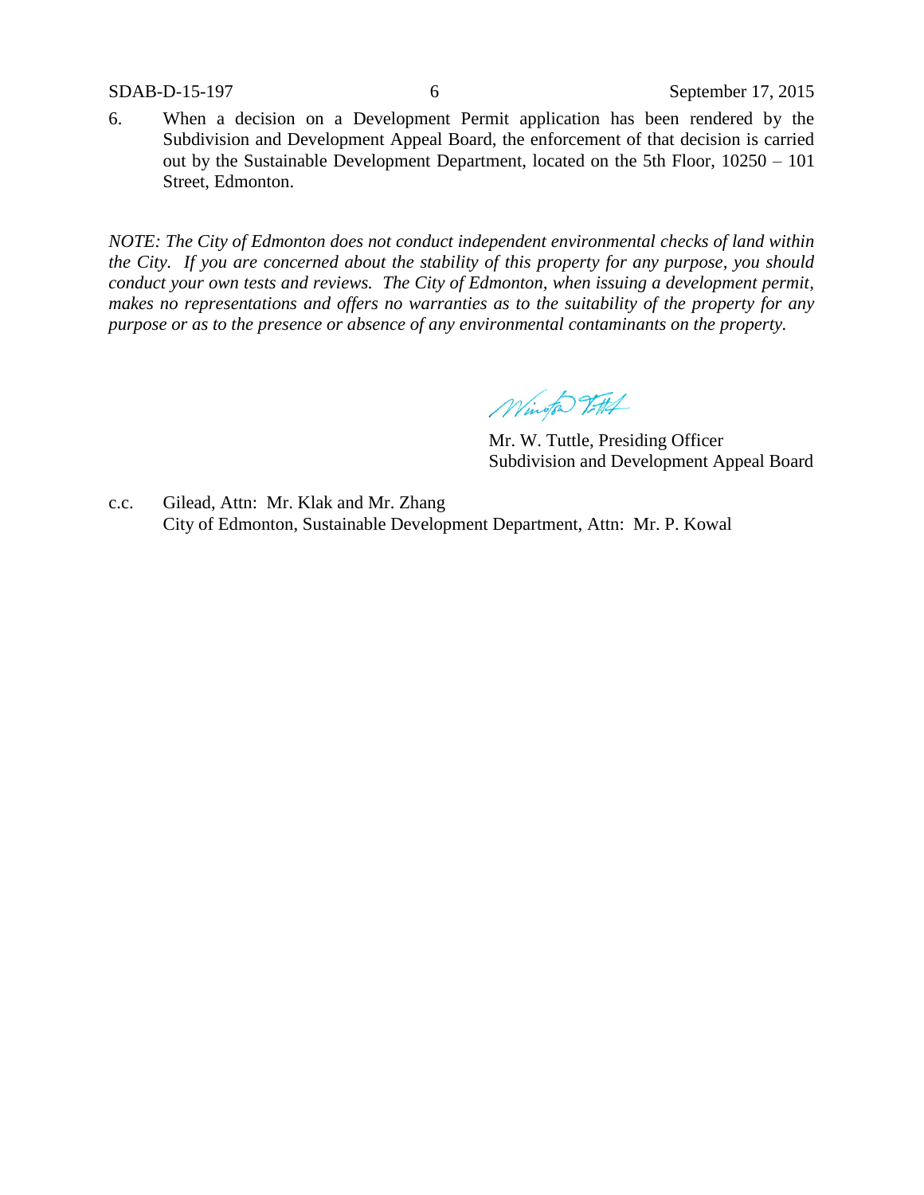6. When a decision on a Development Permit application has been rendered by the Subdivision and Development Appeal Board, the enforcement of that decision is carried out by the Sustainable Development Department, located on the 5th Floor, 10250 – 101 Street, Edmonton.

*NOTE: The City of Edmonton does not conduct independent environmental checks of land within the City. If you are concerned about the stability of this property for any purpose, you should conduct your own tests and reviews. The City of Edmonton, when issuing a development permit, makes no representations and offers no warranties as to the suitability of the property for any purpose or as to the presence or absence of any environmental contaminants on the property.*

Mr. W. Tuttle, Presiding Officer
Subdivision and Development Appeal Board

c.c. Gilead, Attn: Mr. Klak and Mr. Zhang
City of Edmonton, Sustainable Development Department, Attn: Mr. P. Kowal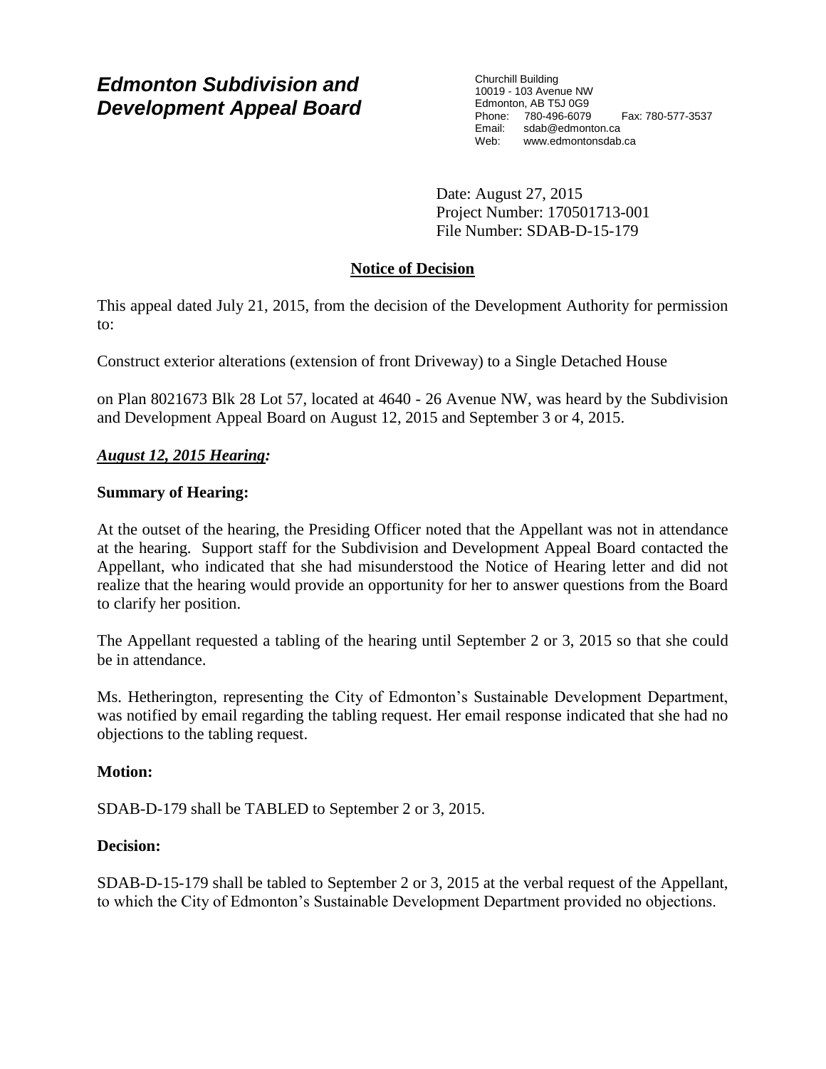# Edmonton Subdivision and Development Appeal Board

Churchill Building
10019 - 103 Avenue NW
Edmonton, AB T5J 0G9
Phone: 780-496-6079 Fax: 780-577-3537
Email: sdab@edmonton.ca
Web: www.edmontonsdab.ca

Date: August 27, 2015
Project Number: 170501713-001
File Number: SDAB-D-15-179

## Notice of Decision

This appeal dated July 21, 2015, from the decision of the Development Authority for permission to:

Construct exterior alterations (extension of front Driveway) to a Single Detached House

on Plan 8021673 Blk 28 Lot 57, located at 4640 - 26 Avenue NW, was heard by the Subdivision and Development Appeal Board on August 12, 2015 and September 3 or 4, 2015.

***August 12, 2015 Hearing:***

**Summary of Hearing:**

At the outset of the hearing, the Presiding Officer noted that the Appellant was not in attendance at the hearing. Support staff for the Subdivision and Development Appeal Board contacted the Appellant, who indicated that she had misunderstood the Notice of Hearing letter and did not realize that the hearing would provide an opportunity for her to answer questions from the Board to clarify her position.

The Appellant requested a tabling of the hearing until September 2 or 3, 2015 so that she could be in attendance.

Ms. Hetherington, representing the City of Edmonton's Sustainable Development Department, was notified by email regarding the tabling request. Her email response indicated that she had no objections to the tabling request.

**Motion:**

SDAB-D-179 shall be TABLED to September 2 or 3, 2015.

**Decision:**

SDAB-D-15-179 shall be tabled to September 2 or 3, 2015 at the verbal request of the Appellant, to which the City of Edmonton's Sustainable Development Department provided no objections.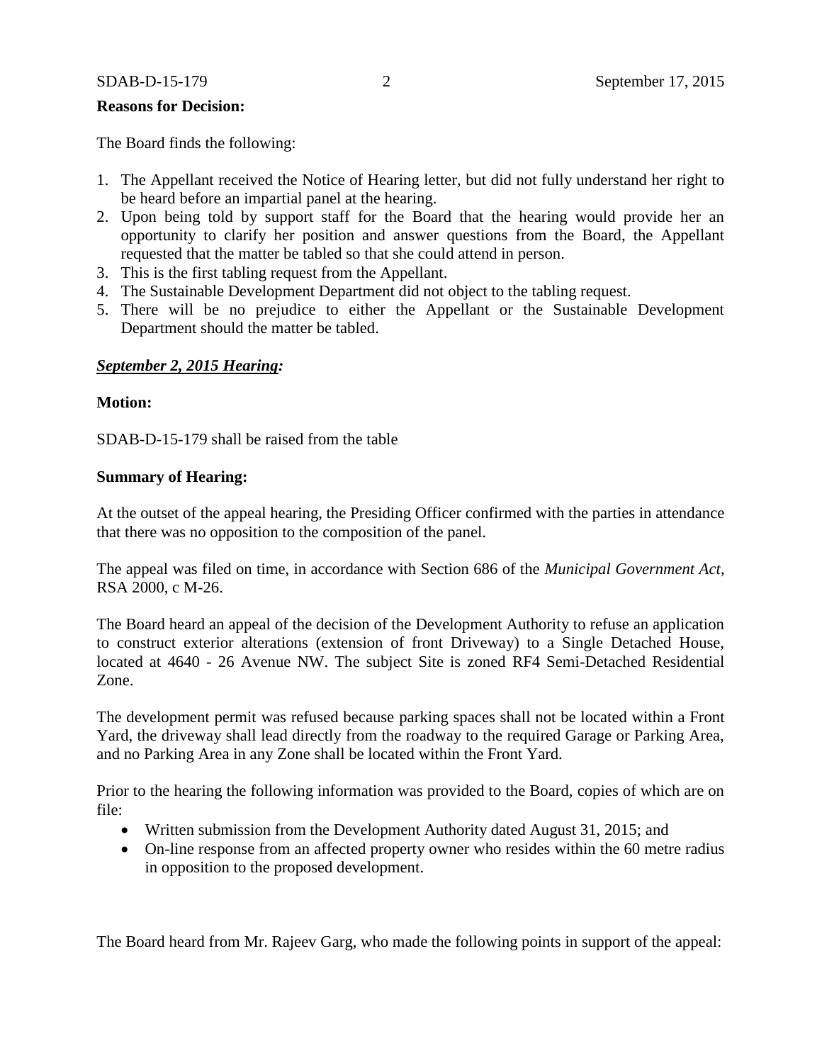**Reasons for Decision:**

The Board finds the following:

1. The Appellant received the Notice of Hearing letter, but did not fully understand her right to be heard before an impartial panel at the hearing.
2. Upon being told by support staff for the Board that the hearing would provide her an opportunity to clarify her position and answer questions from the Board, the Appellant requested that the matter be tabled so that she could attend in person.
3. This is the first tabling request from the Appellant.
4. The Sustainable Development Department did not object to the tabling request.
5. There will be no prejudice to either the Appellant or the Sustainable Development Department should the matter be tabled.

***September 2, 2015 Hearing:***

**Motion:**

SDAB-D-15-179 shall be raised from the table

**Summary of Hearing:**

At the outset of the appeal hearing, the Presiding Officer confirmed with the parties in attendance that there was no opposition to the composition of the panel.

The appeal was filed on time, in accordance with Section 686 of the *Municipal Government Act*, RSA 2000, c M-26.

The Board heard an appeal of the decision of the Development Authority to refuse an application to construct exterior alterations (extension of front Driveway) to a Single Detached House, located at 4640 - 26 Avenue NW. The subject Site is zoned RF4 Semi-Detached Residential Zone.

The development permit was refused because parking spaces shall not be located within a Front Yard, the driveway shall lead directly from the roadway to the required Garage or Parking Area, and no Parking Area in any Zone shall be located within the Front Yard.

Prior to the hearing the following information was provided to the Board, copies of which are on file:

- Written submission from the Development Authority dated August 31, 2015; and
- On-line response from an affected property owner who resides within the 60 metre radius in opposition to the proposed development.

The Board heard from Mr. Rajeev Garg, who made the following points in support of the appeal: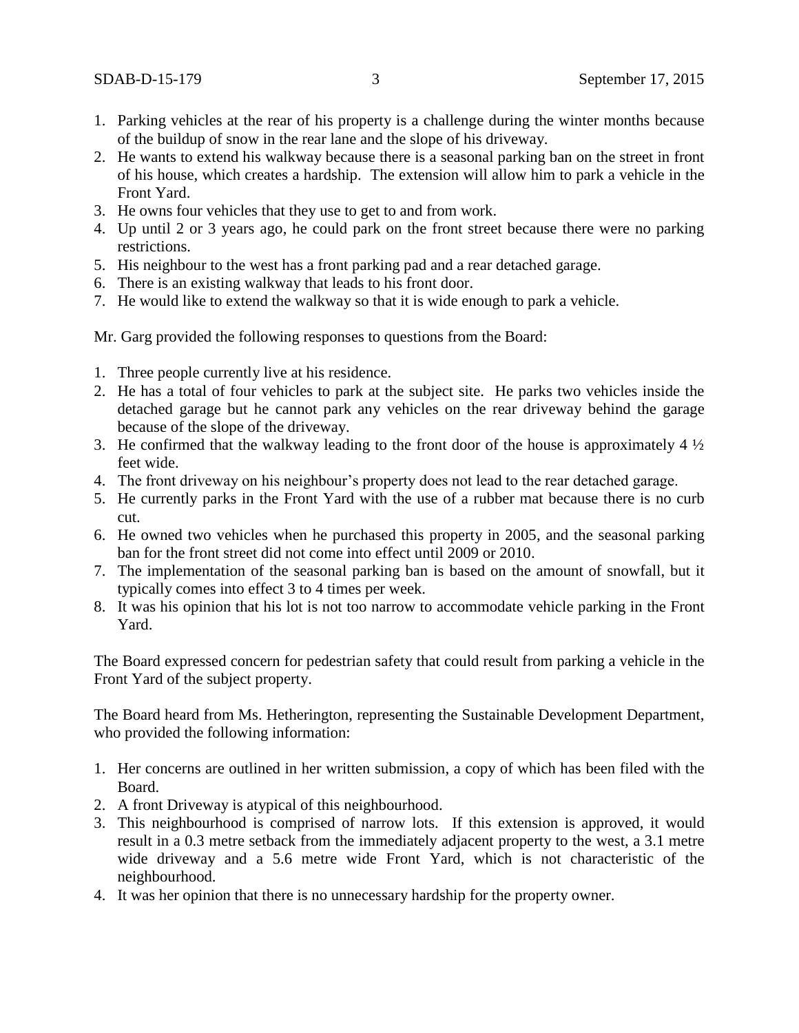1. Parking vehicles at the rear of his property is a challenge during the winter months because of the buildup of snow in the rear lane and the slope of his driveway.
2. He wants to extend his walkway because there is a seasonal parking ban on the street in front of his house, which creates a hardship. The extension will allow him to park a vehicle in the Front Yard.
3. He owns four vehicles that they use to get to and from work.
4. Up until 2 or 3 years ago, he could park on the front street because there were no parking restrictions.
5. His neighbour to the west has a front parking pad and a rear detached garage.
6. There is an existing walkway that leads to his front door.
7. He would like to extend the walkway so that it is wide enough to park a vehicle.

Mr. Garg provided the following responses to questions from the Board:

1. Three people currently live at his residence.
2. He has a total of four vehicles to park at the subject site. He parks two vehicles inside the detached garage but he cannot park any vehicles on the rear driveway behind the garage because of the slope of the driveway.
3. He confirmed that the walkway leading to the front door of the house is approximately 4 ½ feet wide.
4. The front driveway on his neighbour's property does not lead to the rear detached garage.
5. He currently parks in the Front Yard with the use of a rubber mat because there is no curb cut.
6. He owned two vehicles when he purchased this property in 2005, and the seasonal parking ban for the front street did not come into effect until 2009 or 2010.
7. The implementation of the seasonal parking ban is based on the amount of snowfall, but it typically comes into effect 3 to 4 times per week.
8. It was his opinion that his lot is not too narrow to accommodate vehicle parking in the Front Yard.

The Board expressed concern for pedestrian safety that could result from parking a vehicle in the Front Yard of the subject property.

The Board heard from Ms. Hetherington, representing the Sustainable Development Department, who provided the following information:

1. Her concerns are outlined in her written submission, a copy of which has been filed with the Board.
2. A front Driveway is atypical of this neighbourhood.
3. This neighbourhood is comprised of narrow lots. If this extension is approved, it would result in a 0.3 metre setback from the immediately adjacent property to the west, a 3.1 metre wide driveway and a 5.6 metre wide Front Yard, which is not characteristic of the neighbourhood.
4. It was her opinion that there is no unnecessary hardship for the property owner.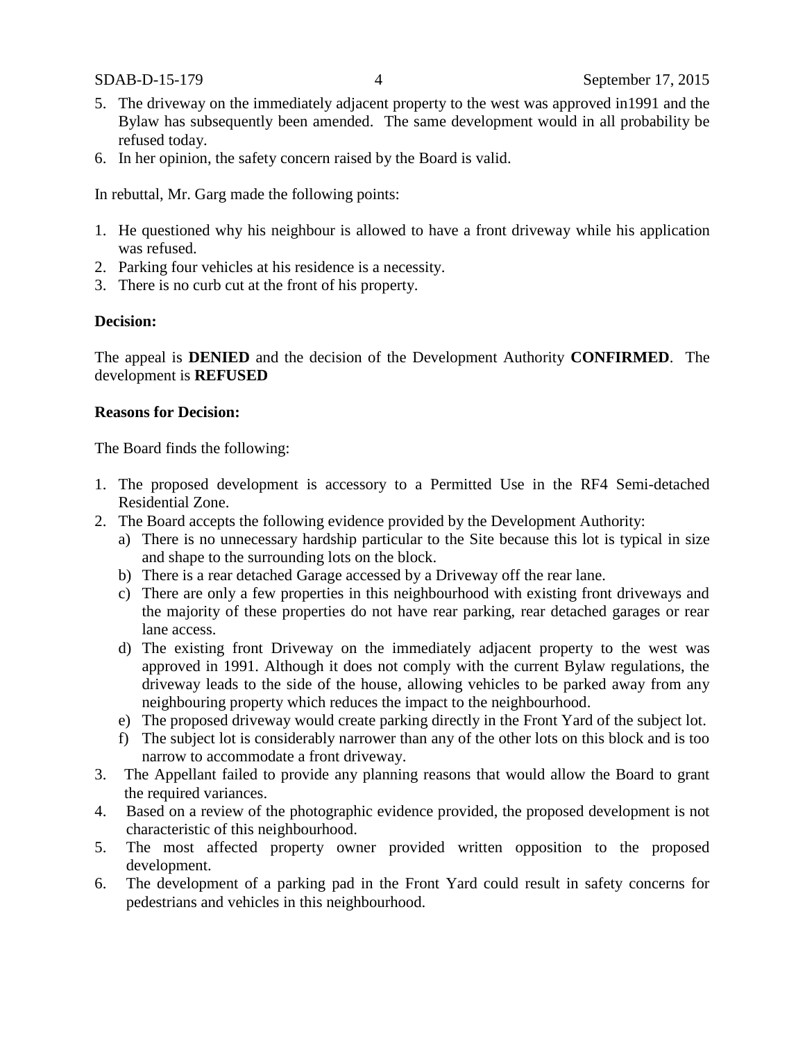5. The driveway on the immediately adjacent property to the west was approved in1991 and the Bylaw has subsequently been amended. The same development would in all probability be refused today.
6. In her opinion, the safety concern raised by the Board is valid.

In rebuttal, Mr. Garg made the following points:

1. He questioned why his neighbour is allowed to have a front driveway while his application was refused.
2. Parking four vehicles at his residence is a necessity.
3. There is no curb cut at the front of his property.

**Decision:**

The appeal is **DENIED** and the decision of the Development Authority **CONFIRMED**. The development is **REFUSED**

**Reasons for Decision:**

The Board finds the following:

1. The proposed development is accessory to a Permitted Use in the RF4 Semi-detached Residential Zone.
2. The Board accepts the following evidence provided by the Development Authority:
   a) There is no unnecessary hardship particular to the Site because this lot is typical in size and shape to the surrounding lots on the block.
   b) There is a rear detached Garage accessed by a Driveway off the rear lane.
   c) There are only a few properties in this neighbourhood with existing front driveways and the majority of these properties do not have rear parking, rear detached garages or rear lane access.
   d) The existing front Driveway on the immediately adjacent property to the west was approved in 1991. Although it does not comply with the current Bylaw regulations, the driveway leads to the side of the house, allowing vehicles to be parked away from any neighbouring property which reduces the impact to the neighbourhood.
   e) The proposed driveway would create parking directly in the Front Yard of the subject lot.
   f) The subject lot is considerably narrower than any of the other lots on this block and is too narrow to accommodate a front driveway.
3. The Appellant failed to provide any planning reasons that would allow the Board to grant the required variances.
4. Based on a review of the photographic evidence provided, the proposed development is not characteristic of this neighbourhood.
5. The most affected property owner provided written opposition to the proposed development.
6. The development of a parking pad in the Front Yard could result in safety concerns for pedestrians and vehicles in this neighbourhood.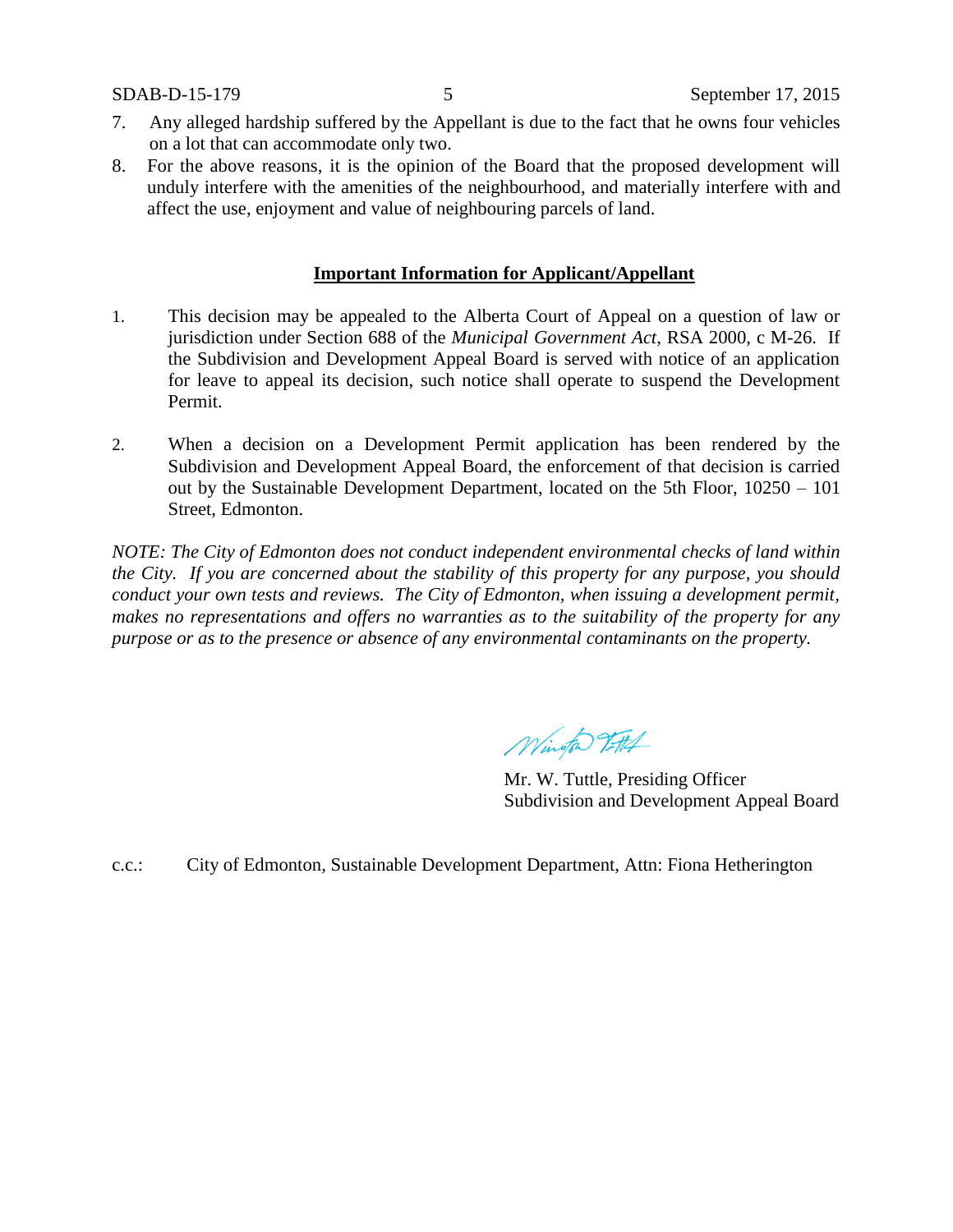7. Any alleged hardship suffered by the Appellant is due to the fact that he owns four vehicles on a lot that can accommodate only two.
8. For the above reasons, it is the opinion of the Board that the proposed development will unduly interfere with the amenities of the neighbourhood, and materially interfere with and affect the use, enjoyment and value of neighbouring parcels of land.

**Important Information for Applicant/Appellant**

1. This decision may be appealed to the Alberta Court of Appeal on a question of law or jurisdiction under Section 688 of the *Municipal Government Act*, RSA 2000, c M-26. If the Subdivision and Development Appeal Board is served with notice of an application for leave to appeal its decision, such notice shall operate to suspend the Development Permit.

2. When a decision on a Development Permit application has been rendered by the Subdivision and Development Appeal Board, the enforcement of that decision is carried out by the Sustainable Development Department, located on the 5th Floor, 10250 – 101 Street, Edmonton.

*NOTE: The City of Edmonton does not conduct independent environmental checks of land within the City. If you are concerned about the stability of this property for any purpose, you should conduct your own tests and reviews. The City of Edmonton, when issuing a development permit, makes no representations and offers no warranties as to the suitability of the property for any purpose or as to the presence or absence of any environmental contaminants on the property.*

Mr. W. Tuttle, Presiding Officer
Subdivision and Development Appeal Board

c.c.: City of Edmonton, Sustainable Development Department, Attn: Fiona Hetherington